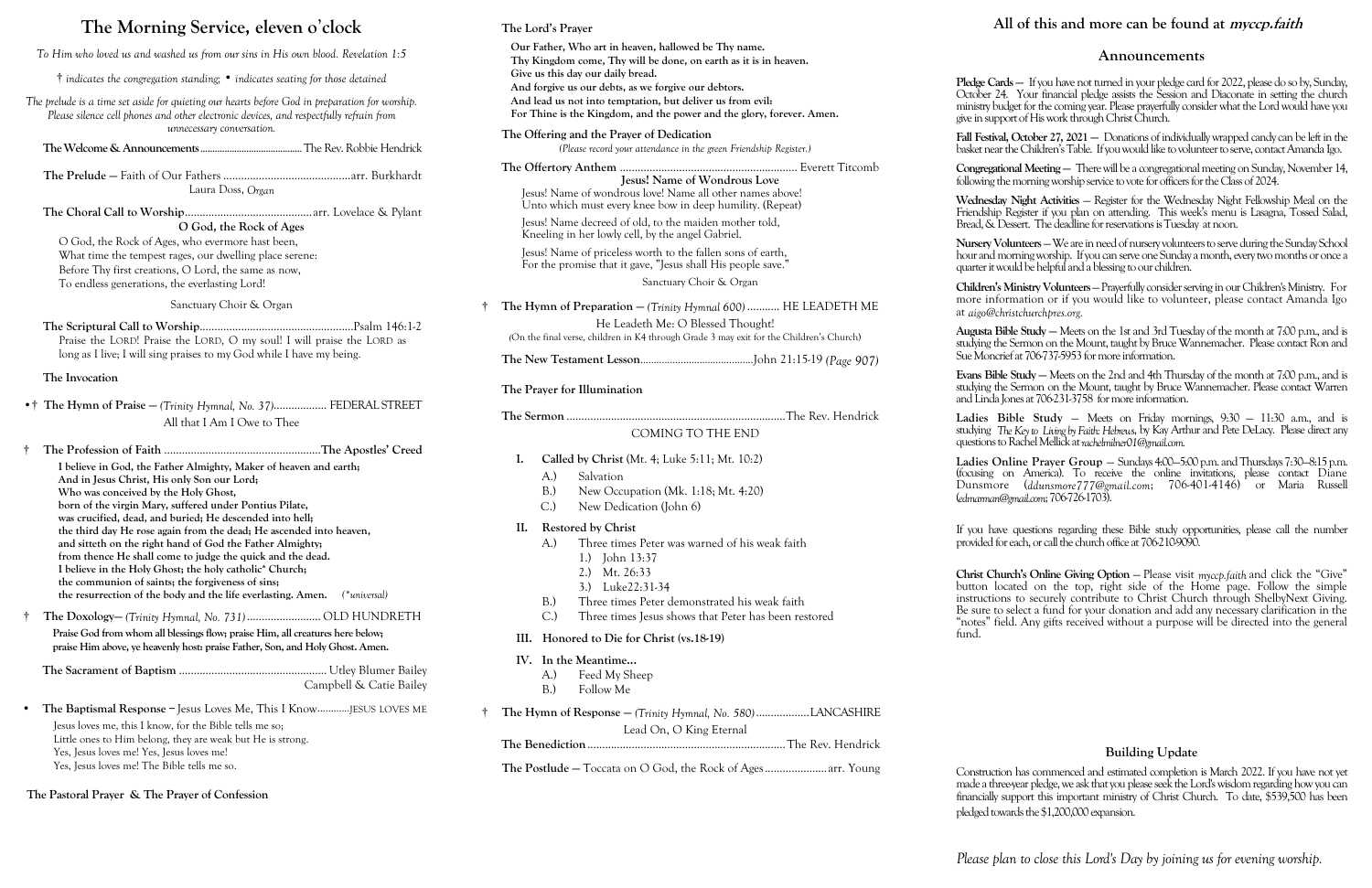# The Morning Service, eleven o'clock

*To Him who loved us and washed us from our sins in His own blood. Revelation 1:5*

*† indicates the congregation standing; • indicates seating for those detained*

*The prelude is a time set aside for quieting our hearts before God in preparation for worship. Please silence cell phones and other electronic devices, and respectfully refrain from unnecessary conversation.*

**The Welcome & Announcements** ............ The Rev. Robbie Hendrick

**The Prelude** — Faith of Our Fathers ............ arr. Burkhardt
Laura Doss, *Organ*

**The Choral Call to Worship** ............ arr. Lovelace & Pylant
**O God, the Rock of Ages**

O God, the Rock of Ages, who evermore hast been,
What time the tempest rages, our dwelling place serene:
Before Thy first creations, O Lord, the same as now,
To endless generations, the everlasting Lord!

Sanctuary Choir & Organ

**The Scriptural Call to Worship** ............ Psalm 146:1-2
Praise the LORD! Praise the LORD, O my soul! I will praise the LORD as long as I live; I will sing praises to my God while I have my being.

**The Invocation**

•† **The Hymn of Praise** — *(Trinity Hymnal, No. 37)* ............ FEDERAL STREET
All that I Am I Owe to Thee

† **The Profession of Faith** ............ **The Apostles' Creed**

**I believe in God, the Father Almighty, Maker of heaven and earth;**
**And in Jesus Christ, His only Son our Lord;**
**Who was conceived by the Holy Ghost,**
**born of the virgin Mary, suffered under Pontius Pilate,**
**was crucified, dead, and buried; He descended into hell;**
**the third day He rose again from the dead; He ascended into heaven,**
**and sitteth on the right hand of God the Father Almighty;**
**from thence He shall come to judge the quick and the dead.**
**I believe in the Holy Ghost; the holy catholic\* Church;**
**the communion of saints; the forgiveness of sins;**
**the resurrection of the body and the life everlasting. Amen.** *(\*universal)*

† **The Doxology**— *(Trinity Hymnal, No. 731)* ............ OLD HUNDRETH

**Praise God from whom all blessings flow; praise Him, all creatures here below;**
**praise Him above, ye heavenly host: praise Father, Son, and Holy Ghost. Amen.**

**The Sacrament of Baptism** ............ Utley Blumer Bailey
Campbell & Catie Bailey

• **The Baptismal Response** – Jesus Loves Me, This I Know ............ JESUS LOVES ME

Jesus loves me, this I know, for the Bible tells me so;
Little ones to Him belong, they are weak but He is strong.
Yes, Jesus loves me! Yes, Jesus loves me!
Yes, Jesus loves me! The Bible tells me so.

**The Pastoral Prayer & The Prayer of Confession**

**The Lord's Prayer**

**Our Father, Who art in heaven, hallowed be Thy name.**
**Thy Kingdom come, Thy will be done, on earth as it is in heaven.**
**Give us this day our daily bread.**
**And forgive us our debts, as we forgive our debtors.**
**And lead us not into temptation, but deliver us from evil:**
**For Thine is the Kingdom, and the power and the glory, forever. Amen.**

**The Offering and the Prayer of Dedication**
*(Please record your attendance in the green Friendship Register.)*

**The Offertory Anthem** ............ Everett Titcomb
**Jesus! Name of Wondrous Love**

Jesus! Name of wondrous love! Name all other names above!
Unto which must every knee bow in deep humility. (Repeat)

Jesus! Name decreed of old, to the maiden mother told,
Kneeling in her lowly cell, by the angel Gabriel.

Jesus! Name of priceless worth to the fallen sons of earth,
For the promise that it gave, "Jesus shall His people save."

Sanctuary Choir & Organ

† **The Hymn of Preparation** — *(Trinity Hymnal 600)* ............ HE LEADETH ME
He Leadeth Me: O Blessed Thought!
(On the final verse, children in K4 through Grade 3 may exit for the Children's Church)

**The New Testament Lesson** ............ John 21:15-19 *(Page 907)*

**The Prayer for Illumination**

**The Sermon** ............ The Rev. Hendrick
COMING TO THE END

- **I. Called by Christ** (Mt. 4; Luke 5:11; Mt. 10:2)
  - A.) Salvation
  - B.) New Occupation (Mk. 1:18; Mt. 4:20)
  - C.) New Dedication (John 6)
- **II. Restored by Christ**
  - A.) Three times Peter was warned of his weak faith
    - 1.) John 13:37
    - 2.) Mt. 26:33
    - 3.) Luke22:31-34
  - B.) Three times Peter demonstrated his weak faith
  - C.) Three times Jesus shows that Peter has been restored
- **III. Honored to Die for Christ (vs.18-19)**
- **IV. In the Meantime...**
  - A.) Feed My Sheep
  - B.) Follow Me

† **The Hymn of Response** — *(Trinity Hymnal, No. 580)* ............ LANCASHIRE
Lead On, O King Eternal

**The Benediction** ............ The Rev. Hendrick

**The Postlude** — Toccata on O God, the Rock of Ages ............ arr. Young

## All of this and more can be found at *myccp.faith*

## Announcements

**Pledge Cards** — If you have not turned in your pledge card for 2022, please do so by, Sunday, October 24. Your financial pledge assists the Session and Diaconate in setting the church ministry budget for the coming year. Please prayerfully consider what the Lord would have you give in support of His work through Christ Church.

**Fall Festival, October 27, 2021** — Donations of individually wrapped candy can be left in the basket near the Children's Table. If you would like to volunteer to serve, contact Amanda Igo.

**Congregational Meeting** — There will be a congregational meeting on Sunday, November 14, following the morning worship service to vote for officers for the Class of 2024.

**Wednesday Night Activities** — Register for the Wednesday Night Fellowship Meal on the Friendship Register if you plan on attending. This week's menu is Lasagna, Tossed Salad, Bread, & Dessert. The deadline for reservations is Tuesday at noon.

**Nursery Volunteers** — We are in need of nursery volunteers to serve during the Sunday School hour and morning worship. If you can serve one Sunday a month, every two months or once a quarter it would be helpful and a blessing to our children.

**Children's Ministry Volunteers** — Prayerfully consider serving in our Children's Ministry. For more information or if you would like to volunteer, please contact Amanda Igo at *aigo@christchurchpres.org*.

**Augusta Bible Study** — Meets on the 1st and 3rd Tuesday of the month at 7:00 p.m., and is studying the Sermon on the Mount, taught by Bruce Wannemacher. Please contact Ron and Sue Moncrief at 706-737-5953 for more information.

**Evans Bible Study** — Meets on the 2nd and 4th Thursday of the month at 7:00 p.m., and is studying the Sermon on the Mount, taught by Bruce Wannemacher. Please contact Warren and Linda Jones at 706-231-3758 for more information.

**Ladies Bible Study** — Meets on Friday mornings, 9:30 – 11:30 a.m., and is studying *The Key to Living by Faith: Hebrews*, by Kay Arthur and Pete DeLacy. Please direct any questions to Rachel Mellick at *rachelmilner01@gmail.com*.

**Ladies Online Prayer Group** — Sundays 4:00–5:00 p.m. and Thursdays 7:30–8:15 p.m. (focusing on America). To receive the online invitations, please contact Diane Dunsmore (*ddunsmore777@gmail.com*; 706-401-4146) or Maria Russell (*edmarman@gmail.com*; 706-726-1703).

If you have questions regarding these Bible study opportunities, please call the number provided for each, or call the church office at 706-210-9090.

**Christ Church's Online Giving Option** — Please visit *myccp.faith* and click the "Give" button located on the top, right side of the Home page. Follow the simple instructions to securely contribute to Christ Church through ShelbyNext Giving. Be sure to select a fund for your donation and add any necessary clarification in the "notes" field. Any gifts received without a purpose will be directed into the general fund.

## Building Update

Construction has commenced and estimated completion is March 2022. If you have not yet made a three-year pledge, we ask that you please seek the Lord's wisdom regarding how you can financially support this important ministry of Christ Church. To date, $539,500 has been pledged towards the $1,200,000 expansion.

*Please plan to close this Lord's Day by joining us for evening worship.*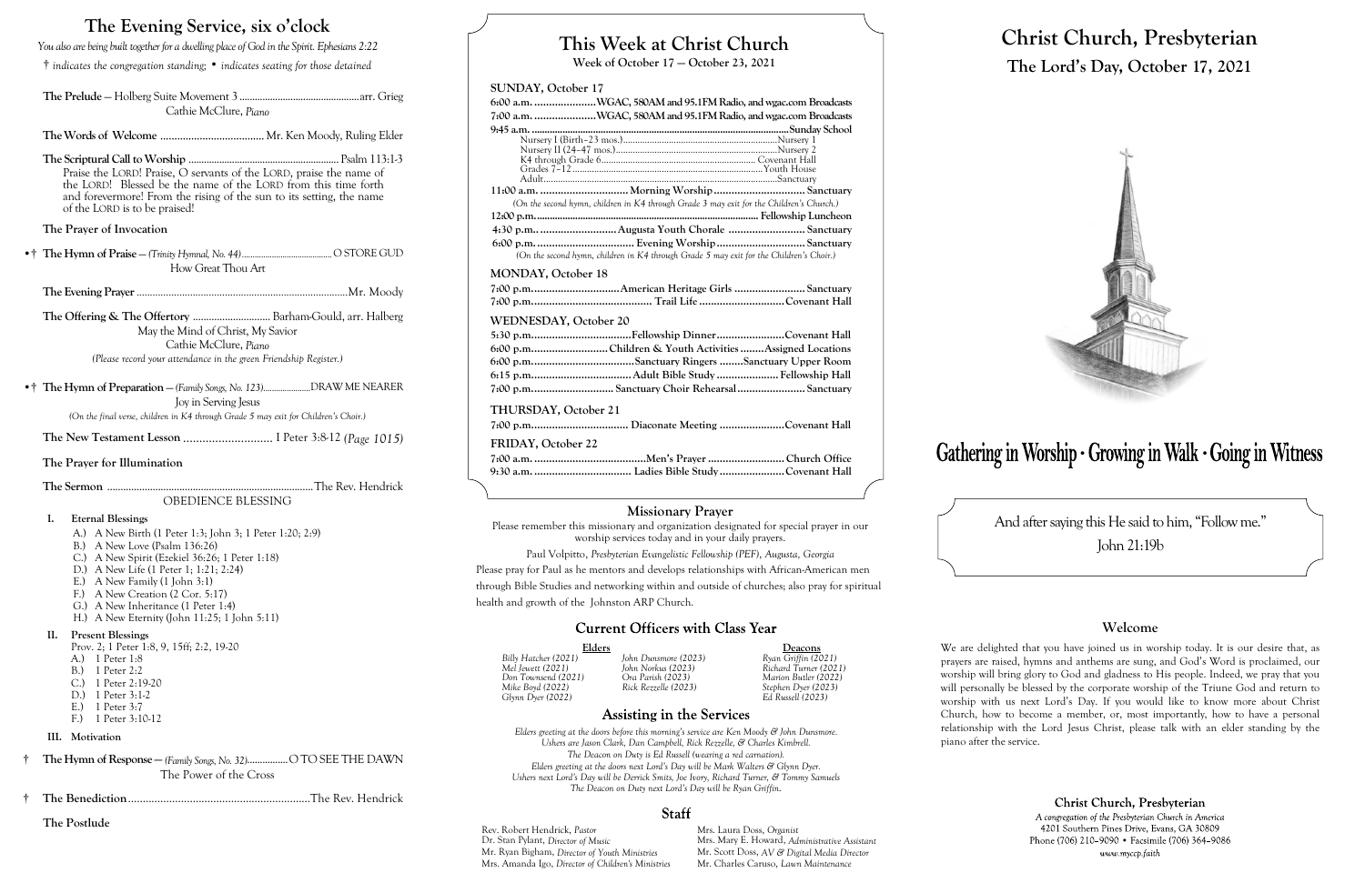# The Evening Service, six o'clock

*You also are being built together for a dwelling place of God in the Spirit. Ephesians 2:22*

*† indicates the congregation standing; • indicates seating for those detained*

**The Prelude** — Holberg Suite Movement 3 .................... arr. Grieg
Cathie McClure, *Piano*

**The Words of Welcome** .................... Mr. Ken Moody, Ruling Elder

**The Scriptural Call to Worship** .................... Psalm 113:1-3
Praise the LORD! Praise, O servants of the LORD, praise the name of the LORD! Blessed be the name of the LORD from this time forth and forevermore! From the rising of the sun to its setting, the name of the LORD is to be praised!

**The Prayer of Invocation**

•† **The Hymn of Praise** — *(Trinity Hymnal, No. 44)* .................... O STORE GUD
How Great Thou Art

**The Evening Prayer** .................... Mr. Moody

**The Offering & The Offertory** .................... Barham-Gould, arr. Halberg
May the Mind of Christ, My Savior
Cathie McClure, *Piano*
*(Please record your attendance in the green Friendship Register.)*

•† **The Hymn of Preparation** — *(Family Songs, No. 123)* .................... DRAW ME NEARER
Joy in Serving Jesus
*(On the final verse, children in K4 through Grade 5 may exit for Children's Choir.)*

**The New Testament Lesson** .................... I Peter 3:8-12 *(Page 1015)*

**The Prayer for Illumination**

**The Sermon** .................... The Rev. Hendrick
OBEDIENCE BLESSING

I. **Eternal Blessings**
   - A.) A New Birth (1 Peter 1:3; John 3; 1 Peter 1:20; 2:9)
   - B.) A New Love (Psalm 136:26)
   - C.) A New Spirit (Ezekiel 36:26; 1 Peter 1:18)
   - D.) A New Life (1 Peter 1; 1:21; 2:24)
   - E.) A New Family (1 John 3:1)
   - F.) A New Creation (2 Cor. 5:17)
   - G.) A New Inheritance (1 Peter 1:4)
   - H.) A New Eternity (John 11:25; 1 John 5:11)

II. **Present Blessings**
   Prov. 2; 1 Peter 1:8, 9, 15ff; 2:2, 19-20
   - A.) 1 Peter 1:8
   - B.) 1 Peter 2:2
   - C.) 1 Peter 2:19-20
   - D.) 1 Peter 3:1-2
   - E.) 1 Peter 3:7
   - F.) 1 Peter 3:10-12

III. **Motivation**

† **The Hymn of Response** — *(Family Songs, No. 32)* .................... O TO SEE THE DAWN
The Power of the Cross

† **The Benediction** .................... The Rev. Hendrick

**The Postlude**

# This Week at Christ Church

**Week of October 17 — October 23, 2021**

### SUNDAY, October 17

6:00 a.m. .................... WGAC, 580AM and 95.1FM Radio, and wgac.com Broadcasts
7:00 a.m. .................... WGAC, 580AM and 95.1FM Radio, and wgac.com Broadcasts
9:45 a.m. .................... Sunday School
- Nursery I (Birth–23 mos.) .................... Nursery 1
- Nursery II (24–47 mos.) .................... Nursery 2
- K4 through Grade 6 .................... Covenant Hall
- Grades 7–12 .................... Youth House
- Adult .................... Sanctuary

11:00 a.m. .................... Morning Worship .................... Sanctuary
*(On the second hymn, children in K4 through Grade 3 may exit for the Children's Church.)*
12:00 p.m. .................... Fellowship Luncheon
4:30 p.m. .................... Augusta Youth Chorale .................... Sanctuary
6:00 p.m. .................... Evening Worship .................... Sanctuary
*(On the second hymn, children in K4 through Grade 5 may exit for the Children's Choir.)*

### MONDAY, October 18

7:00 p.m. .................... American Heritage Girls .................... Sanctuary
7:00 p.m. .................... Trail Life .................... Covenant Hall

### WEDNESDAY, October 20

5:30 p.m. .................... Fellowship Dinner .................... Covenant Hall
6:00 p.m. .................... Children & Youth Activities .................... Assigned Locations
6:00 p.m. .................... Sanctuary Ringers .................... Sanctuary Upper Room
6:15 p.m. .................... Adult Bible Study .................... Fellowship Hall
7:00 p.m. .................... Sanctuary Choir Rehearsal .................... Sanctuary

### THURSDAY, October 21

7:00 p.m. .................... Diaconate Meeting .................... Covenant Hall

### FRIDAY, October 22

7:00 a.m. .................... Men's Prayer .................... Church Office
9:30 a.m. .................... Ladies Bible Study .................... Covenant Hall

## Missionary Prayer

Please remember this missionary and organization designated for special prayer in our worship services today and in your daily prayers.

Paul Volpitto, *Presbyterian Evangelistic Fellowship (PEF), Augusta, Georgia*

Please pray for Paul as he mentors and develops relationships with African-American men through Bible Studies and networking within and outside of churches; also pray for spiritual health and growth of the Johnston ARP Church.

## Current Officers with Class Year

| Elders | | Deacons |
|---|---|---|
| *Billy Hatcher (2021)* | *John Dunsmore (2023)* | *Ryan Griffin (2021)* |
| *Mel Jewett (2021)* | *John Norkus (2023)* | *Richard Turner (2021)* |
| *Don Townsend (2021)* | *Ora Parish (2023)* | *Marion Butler (2022)* |
| *Mike Boyd (2022)* | *Rick Rezzelle (2023)* | *Stephen Dyer (2023)* |
| *Glynn Dyer (2022)* | | *Ed Russell (2023)* |

## Assisting in the Services

*Elders greeting at the doors before this morning's service are Ken Moody & John Dunsmore.*
*Ushers are Jason Clark, Dan Campbell, Rick Rezzelle, & Charles Kimbrell.*
*The Deacon on Duty is Ed Russell (wearing a red carnation).*
*Elders greeting at the doors next Lord's Day will be Mark Walters & Glynn Dyer.*
*Ushers next Lord's Day will be Derrick Smits, Joe Ivory, Richard Turner, & Tommy Samuels*
*The Deacon on Duty next Lord's Day will be Ryan Griffin.*

## Staff

Rev. Robert Hendrick, *Pastor*
Dr. Stan Pylant, *Director of Music*
Mr. Ryan Bigham, *Director of Youth Ministries*
Mrs. Amanda Igo, *Director of Children's Ministries*
Mrs. Laura Doss, *Organist*
Mrs. Mary E. Howard, *Administrative Assistant*
Mr. Scott Doss, *AV & Digital Media Director*
Mr. Charles Caruso, *Lawn Maintenance*

# Christ Church, Presbyterian

## The Lord's Day, October 17, 2021

## Gathering in Worship · Growing in Walk · Going in Witness

And after saying this He said to him, "Follow me."
John 21:19b

## Welcome

We are delighted that you have joined us in worship today. It is our desire that, as prayers are raised, hymns and anthems are sung, and God's Word is proclaimed, our worship will bring glory to God and gladness to His people. Indeed, we pray that you will personally be blessed by the corporate worship of the Triune God and return to worship with us next Lord's Day. If you would like to know more about Christ Church, how to become a member, or, most importantly, how to have a personal relationship with the Lord Jesus Christ, please talk with an elder standing by the piano after the service.

**Christ Church, Presbyterian**
*A congregation of the Presbyterian Church in America*
4201 Southern Pines Drive, Evans, GA 30809
Phone (706) 210-9090 • Facsimile (706) 364-9086
*www.myccp.faith*